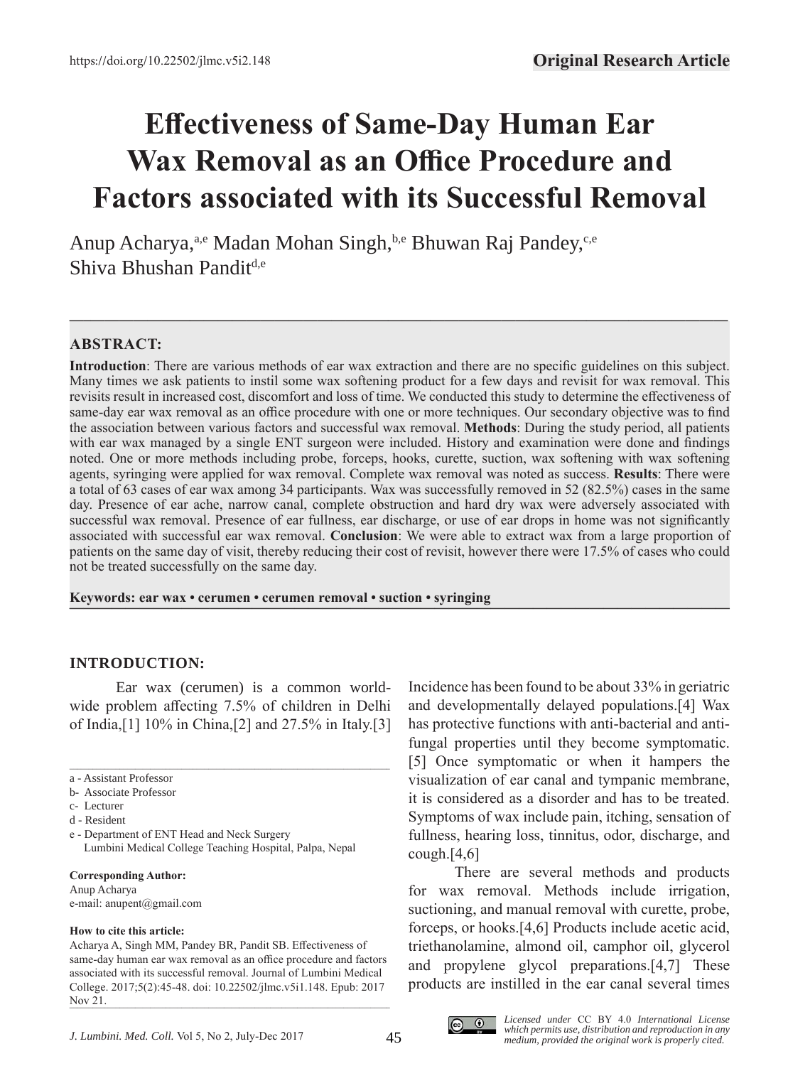https://doi.org/10.22502/jlmc.v5i2.148

**Original Research Article**

# Effectiveness of Same-Day Human Ear Wax Removal as an Office Procedure and Factors associated with its Successful Removal

Anup Acharya,[a,e] Madan Mohan Singh,[b,e] Bhuwan Raj Pandey,[c,e] Shiva Bhushan Pandit[d,e]

## ABSTRACT:

**Introduction**: There are various methods of ear wax extraction and there are no specific guidelines on this subject. Many times we ask patients to instil some wax softening product for a few days and revisit for wax removal. This revisits result in increased cost, discomfort and loss of time. We conducted this study to determine the effectiveness of same-day ear wax removal as an office procedure with one or more techniques. Our secondary objective was to find the association between various factors and successful wax removal. **Methods**: During the study period, all patients with ear wax managed by a single ENT surgeon were included. History and examination were done and findings noted. One or more methods including probe, forceps, hooks, curette, suction, wax softening with wax softening agents, syringing were applied for wax removal. Complete wax removal was noted as success. **Results**: There were a total of 63 cases of ear wax among 34 participants. Wax was successfully removed in 52 (82.5%) cases in the same day. Presence of ear ache, narrow canal, complete obstruction and hard dry wax were adversely associated with successful wax removal. Presence of ear fullness, ear discharge, or use of ear drops in home was not significantly associated with successful ear wax removal. **Conclusion**: We were able to extract wax from a large proportion of patients on the same day of visit, thereby reducing their cost of revisit, however there were 17.5% of cases who could not be treated successfully on the same day.

**Keywords: ear wax • cerumen • cerumen removal • suction • syringing**

## INTRODUCTION:

Ear wax (cerumen) is a common world-wide problem affecting 7.5% of children in Delhi of India,[1] 10% in China,[2] and 27.5% in Italy.[3] Incidence has been found to be about 33% in geriatric and developmentally delayed populations.[4] Wax has protective functions with anti-bacterial and anti-fungal properties until they become symptomatic.[5] Once symptomatic or when it hampers the visualization of ear canal and tympanic membrane, it is considered as a disorder and has to be treated. Symptoms of wax include pain, itching, sensation of fullness, hearing loss, tinnitus, odor, discharge, and cough.[4,6]

There are several methods and products for wax removal. Methods include irrigation, suctioning, and manual removal with curette, probe, forceps, or hooks.[4,6] Products include acetic acid, triethanolamine, almond oil, camphor oil, glycerol and propylene glycol preparations.[4,7] These products are instilled in the ear canal several times

a - Assistant Professor
b- Associate Professor
c- Lecturer
d - Resident
e - Department of ENT Head and Neck Surgery
Lumbini Medical College Teaching Hospital, Palpa, Nepal

**Corresponding Author:**
Anup Acharya
e-mail: anupent@gmail.com

**How to cite this article:**
Acharya A, Singh MM, Pandey BR, Pandit SB. Effectiveness of same-day human ear wax removal as an office procedure and factors associated with its successful removal. Journal of Lumbini Medical College. 2017;5(2):45-48. doi: 10.22502/jlmc.v5i1.148. Epub: 2017 Nov 21.

*Licensed under* CC BY 4.0 *International License which permits use, distribution and reproduction in any medium, provided the original work is properly cited.*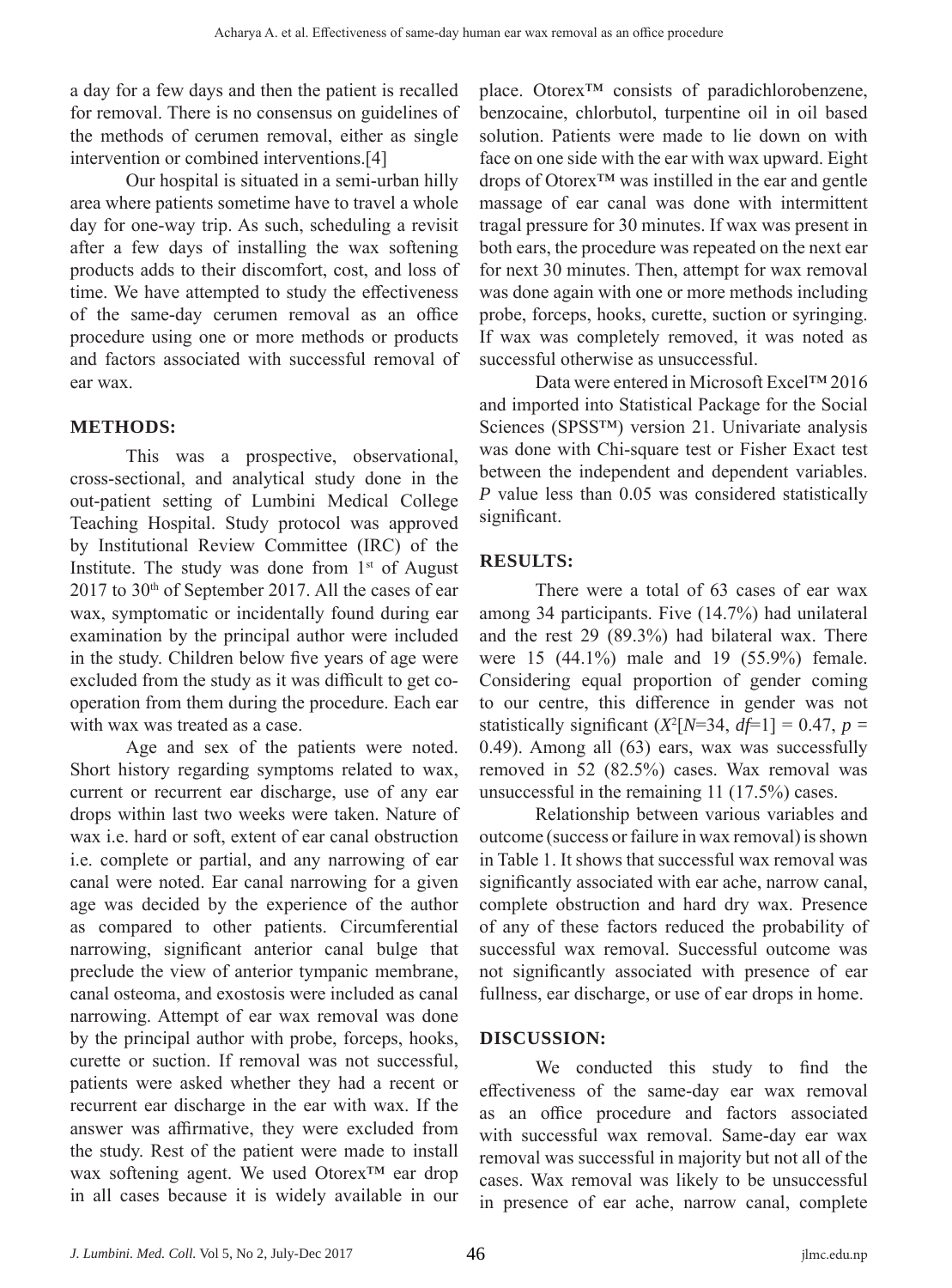a day for a few days and then the patient is recalled for removal. There is no consensus on guidelines of the methods of cerumen removal, either as single intervention or combined interventions.[4]

Our hospital is situated in a semi-urban hilly area where patients sometime have to travel a whole day for one-way trip. As such, scheduling a revisit after a few days of installing the wax softening products adds to their discomfort, cost, and loss of time. We have attempted to study the effectiveness of the same-day cerumen removal as an office procedure using one or more methods or products and factors associated with successful removal of ear wax.

## METHODS:

This was a prospective, observational, cross-sectional, and analytical study done in the out-patient setting of Lumbini Medical College Teaching Hospital. Study protocol was approved by Institutional Review Committee (IRC) of the Institute. The study was done from 1st of August 2017 to 30th of September 2017. All the cases of ear wax, symptomatic or incidentally found during ear examination by the principal author were included in the study. Children below five years of age were excluded from the study as it was difficult to get co-operation from them during the procedure. Each ear with wax was treated as a case.

Age and sex of the patients were noted. Short history regarding symptoms related to wax, current or recurrent ear discharge, use of any ear drops within last two weeks were taken. Nature of wax i.e. hard or soft, extent of ear canal obstruction i.e. complete or partial, and any narrowing of ear canal were noted. Ear canal narrowing for a given age was decided by the experience of the author as compared to other patients. Circumferential narrowing, significant anterior canal bulge that preclude the view of anterior tympanic membrane, canal osteoma, and exostosis were included as canal narrowing. Attempt of ear wax removal was done by the principal author with probe, forceps, hooks, curette or suction. If removal was not successful, patients were asked whether they had a recent or recurrent ear discharge in the ear with wax. If the answer was affirmative, they were excluded from the study. Rest of the patient were made to install wax softening agent. We used Otorex™ ear drop in all cases because it is widely available in our place. Otorex™ consists of paradichlorobenzene, benzocaine, chlorbutol, turpentine oil in oil based solution. Patients were made to lie down on with face on one side with the ear with wax upward. Eight drops of Otorex™ was instilled in the ear and gentle massage of ear canal was done with intermittent tragal pressure for 30 minutes. If wax was present in both ears, the procedure was repeated on the next ear for next 30 minutes. Then, attempt for wax removal was done again with one or more methods including probe, forceps, hooks, curette, suction or syringing. If wax was completely removed, it was noted as successful otherwise as unsuccessful.

Data were entered in Microsoft Excel™ 2016 and imported into Statistical Package for the Social Sciences (SPSS™) version 21. Univariate analysis was done with Chi-square test or Fisher Exact test between the independent and dependent variables. *P* value less than 0.05 was considered statistically significant.

## RESULTS:

There were a total of 63 cases of ear wax among 34 participants. Five (14.7%) had unilateral and the rest 29 (89.3%) had bilateral wax. There were 15 (44.1%) male and 19 (55.9%) female. Considering equal proportion of gender coming to our centre, this difference in gender was not statistically significant ($X^2[N=34, df=1] = 0.47$, $p = 0.49$). Among all (63) ears, wax was successfully removed in 52 (82.5%) cases. Wax removal was unsuccessful in the remaining 11 (17.5%) cases.

Relationship between various variables and outcome (success or failure in wax removal) is shown in Table 1. It shows that successful wax removal was significantly associated with ear ache, narrow canal, complete obstruction and hard dry wax. Presence of any of these factors reduced the probability of successful wax removal. Successful outcome was not significantly associated with presence of ear fullness, ear discharge, or use of ear drops in home.

## DISCUSSION:

We conducted this study to find the effectiveness of the same-day ear wax removal as an office procedure and factors associated with successful wax removal. Same-day ear wax removal was successful in majority but not all of the cases. Wax removal was likely to be unsuccessful in presence of ear ache, narrow canal, complete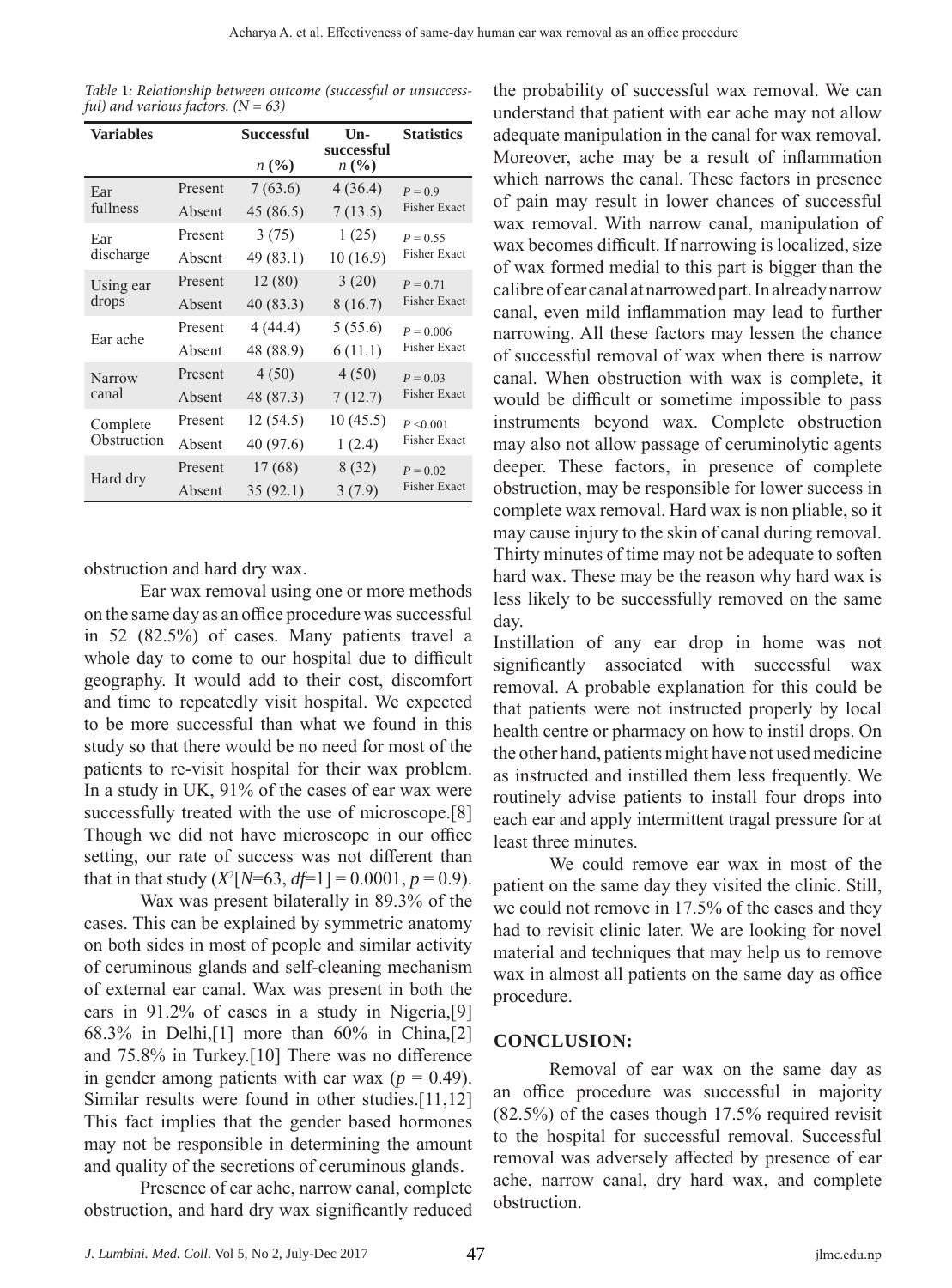*Table 1: Relationship between outcome (successful or unsuccessful) and various factors. (N = 63)*

| Variables | | Successful n (%) | Unsuccessful n (%) | Statistics |
|---|---|---|---|---|
| Ear fullness | Present | 7 (63.6) | 4 (36.4) | $P = 0.9$ Fisher Exact |
| | Absent | 45 (86.5) | 7 (13.5) | |
| Ear discharge | Present | 3 (75) | 1 (25) | $P = 0.55$ Fisher Exact |
| | Absent | 49 (83.1) | 10 (16.9) | |
| Using ear drops | Present | 12 (80) | 3 (20) | $P = 0.71$ Fisher Exact |
| | Absent | 40 (83.3) | 8 (16.7) | |
| Ear ache | Present | 4 (44.4) | 5 (55.6) | $P = 0.006$ Fisher Exact |
| | Absent | 48 (88.9) | 6 (11.1) | |
| Narrow canal | Present | 4 (50) | 4 (50) | $P = 0.03$ Fisher Exact |
| | Absent | 48 (87.3) | 7 (12.7) | |
| Complete Obstruction | Present | 12 (54.5) | 10 (45.5) | $P < 0.001$ Fisher Exact |
| | Absent | 40 (97.6) | 1 (2.4) | |
| Hard dry | Present | 17 (68) | 8 (32) | $P = 0.02$ Fisher Exact |
| | Absent | 35 (92.1) | 3 (7.9) | |

obstruction and hard dry wax.

Ear wax removal using one or more methods on the same day as an office procedure was successful in 52 (82.5%) of cases. Many patients travel a whole day to come to our hospital due to difficult geography. It would add to their cost, discomfort and time to repeatedly visit hospital. We expected to be more successful than what we found in this study so that there would be no need for most of the patients to re-visit hospital for their wax problem. In a study in UK, 91% of the cases of ear wax were successfully treated with the use of microscope.[8] Though we did not have microscope in our office setting, our rate of success was not different than that in that study ($X^2[N{=}63, df{=}1] = 0.0001$, $p = 0.9$).

Wax was present bilaterally in 89.3% of the cases. This can be explained by symmetric anatomy on both sides in most of people and similar activity of ceruminous glands and self-cleaning mechanism of external ear canal. Wax was present in both the ears in 91.2% of cases in a study in Nigeria,[9] 68.3% in Delhi,[1] more than 60% in China,[2] and 75.8% in Turkey.[10] There was no difference in gender among patients with ear wax ($p = 0.49$). Similar results were found in other studies.[11,12] This fact implies that the gender based hormones may not be responsible in determining the amount and quality of the secretions of ceruminous glands.

Presence of ear ache, narrow canal, complete obstruction, and hard dry wax significantly reduced the probability of successful wax removal. We can understand that patient with ear ache may not allow adequate manipulation in the canal for wax removal. Moreover, ache may be a result of inflammation which narrows the canal. These factors in presence of pain may result in lower chances of successful wax removal. With narrow canal, manipulation of wax becomes difficult. If narrowing is localized, size of wax formed medial to this part is bigger than the calibre of ear canal at narrowed part. In already narrow canal, even mild inflammation may lead to further narrowing. All these factors may lessen the chance of successful removal of wax when there is narrow canal. When obstruction with wax is complete, it would be difficult or sometime impossible to pass instruments beyond wax. Complete obstruction may also not allow passage of ceruminolytic agents deeper. These factors, in presence of complete obstruction, may be responsible for lower success in complete wax removal. Hard wax is non pliable, so it may cause injury to the skin of canal during removal. Thirty minutes of time may not be adequate to soften hard wax. These may be the reason why hard wax is less likely to be successfully removed on the same day.

Instillation of any ear drop in home was not significantly associated with successful wax removal. A probable explanation for this could be that patients were not instructed properly by local health centre or pharmacy on how to instil drops. On the other hand, patients might have not used medicine as instructed and instilled them less frequently. We routinely advise patients to install four drops into each ear and apply intermittent tragal pressure for at least three minutes.

We could remove ear wax in most of the patient on the same day they visited the clinic. Still, we could not remove in 17.5% of the cases and they had to revisit clinic later. We are looking for novel material and techniques that may help us to remove wax in almost all patients on the same day as office procedure.

## CONCLUSION:

Removal of ear wax on the same day as an office procedure was successful in majority (82.5%) of the cases though 17.5% required revisit to the hospital for successful removal. Successful removal was adversely affected by presence of ear ache, narrow canal, dry hard wax, and complete obstruction.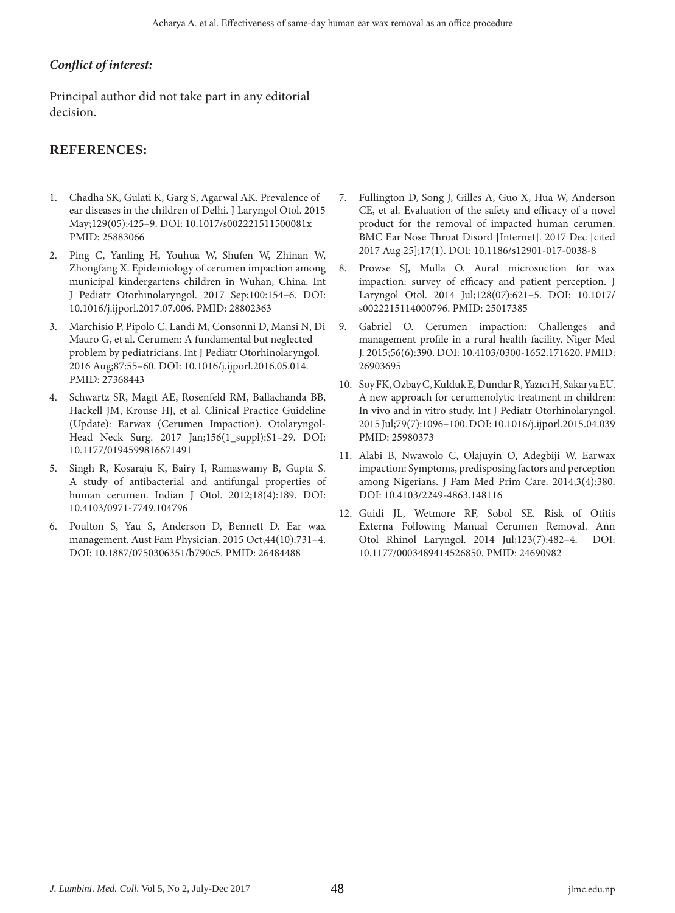*Conflict of interest:*

Principal author did not take part in any editorial decision.

## REFERENCES:

1. Chadha SK, Gulati K, Garg S, Agarwal AK. Prevalence of ear diseases in the children of Delhi. J Laryngol Otol. 2015 May;129(05):425–9. DOI: 10.1017/s002221511500081x PMID: 25883066
2. Ping C, Yanling H, Youhua W, Shufen W, Zhinan W, Zhongfang X. Epidemiology of cerumen impaction among municipal kindergartens children in Wuhan, China. Int J Pediatr Otorhinolaryngol. 2017 Sep;100:154–6. DOI: 10.1016/j.ijporl.2017.07.006. PMID: 28802363
3. Marchisio P, Pipolo C, Landi M, Consonni D, Mansi N, Di Mauro G, et al. Cerumen: A fundamental but neglected problem by pediatricians. Int J Pediatr Otorhinolaryngol. 2016 Aug;87:55–60. DOI: 10.1016/j.ijporl.2016.05.014. PMID: 27368443
4. Schwartz SR, Magit AE, Rosenfeld RM, Ballachanda BB, Hackell JM, Krouse HJ, et al. Clinical Practice Guideline (Update): Earwax (Cerumen Impaction). Otolaryngol-Head Neck Surg. 2017 Jan;156(1_suppl):S1–29. DOI: 10.1177/0194599816671491
5. Singh R, Kosaraju K, Bairy I, Ramaswamy B, Gupta S. A study of antibacterial and antifungal properties of human cerumen. Indian J Otol. 2012;18(4):189. DOI: 10.4103/0971-7749.104796
6. Poulton S, Yau S, Anderson D, Bennett D. Ear wax management. Aust Fam Physician. 2015 Oct;44(10):731–4. DOI: 10.1887/0750306351/b790c5. PMID: 26484488
7. Fullington D, Song J, Gilles A, Guo X, Hua W, Anderson CE, et al. Evaluation of the safety and efficacy of a novel product for the removal of impacted human cerumen. BMC Ear Nose Throat Disord [Internet]. 2017 Dec [cited 2017 Aug 25];17(1). DOI: 10.1186/s12901-017-0038-8
8. Prowse SJ, Mulla O. Aural microsuction for wax impaction: survey of efficacy and patient perception. J Laryngol Otol. 2014 Jul;128(07):621–5. DOI: 10.1017/s0022215114000796. PMID: 25017385
9. Gabriel O. Cerumen impaction: Challenges and management profile in a rural health facility. Niger Med J. 2015;56(6):390. DOI: 10.4103/0300-1652.171620. PMID: 26903695
10. Soy FK, Ozbay C, Kulduk E, Dundar R, Yazıcı H, Sakarya EU. A new approach for cerumenolytic treatment in children: In vivo and in vitro study. Int J Pediatr Otorhinolaryngol. 2015 Jul;79(7):1096–100. DOI: 10.1016/j.ijporl.2015.04.039 PMID: 25980373
11. Alabi B, Nwawolo C, Olajuyin O, Adegbiji W. Earwax impaction: Symptoms, predisposing factors and perception among Nigerians. J Fam Med Prim Care. 2014;3(4):380. DOI: 10.4103/2249-4863.148116
12. Guidi JL, Wetmore RF, Sobol SE. Risk of Otitis Externa Following Manual Cerumen Removal. Ann Otol Rhinol Laryngol. 2014 Jul;123(7):482–4. DOI: 10.1177/0003489414526850. PMID: 24690982